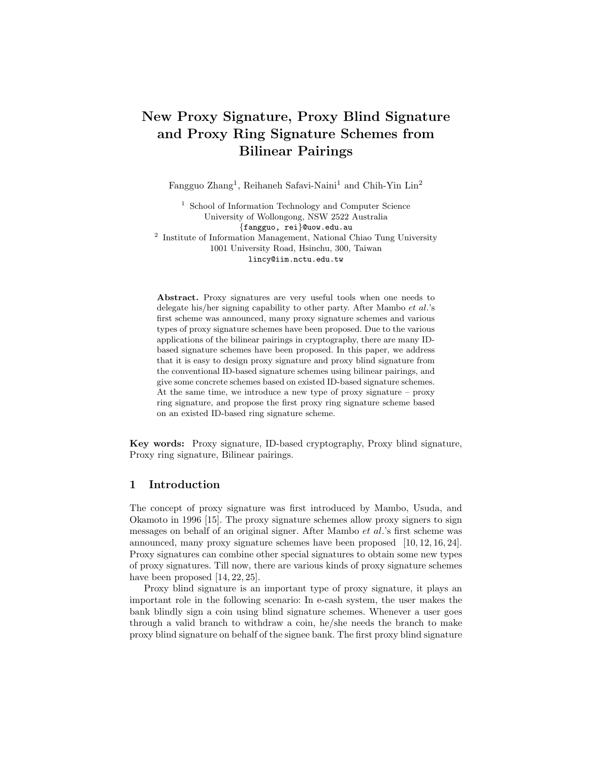# New Proxy Signature, Proxy Blind Signature and Proxy Ring Signature Schemes from Bilinear Pairings

Fangguo Zhang[1], Reihaneh Safavi-Naini[1] and Chih-Yin Lin[2]

[1] School of Information Technology and Computer Science
University of Wollongong, NSW 2522 Australia
{fangguo, rei}@uow.edu.au

[2] Institute of Information Management, National Chiao Tung University
1001 University Road, Hsinchu, 300, Taiwan
lincy@iim.nctu.edu.tw

**Abstract.** Proxy signatures are very useful tools when one needs to delegate his/her signing capability to other party. After Mambo *et al.*'s first scheme was announced, many proxy signature schemes and various types of proxy signature schemes have been proposed. Due to the various applications of the bilinear pairings in cryptography, there are many ID-based signature schemes have been proposed. In this paper, we address that it is easy to design proxy signature and proxy blind signature from the conventional ID-based signature schemes using bilinear pairings, and give some concrete schemes based on existed ID-based signature schemes. At the same time, we introduce a new type of proxy signature – proxy ring signature, and propose the first proxy ring signature scheme based on an existed ID-based ring signature scheme.

**Key words:** Proxy signature, ID-based cryptography, Proxy blind signature, Proxy ring signature, Bilinear pairings.

## 1 Introduction

The concept of proxy signature was first introduced by Mambo, Usuda, and Okamoto in 1996 [15]. The proxy signature schemes allow proxy signers to sign messages on behalf of an original signer. After Mambo *et al.*'s first scheme was announced, many proxy signature schemes have been proposed [10, 12, 16, 24]. Proxy signatures can combine other special signatures to obtain some new types of proxy signatures. Till now, there are various kinds of proxy signature schemes have been proposed [14, 22, 25].

Proxy blind signature is an important type of proxy signature, it plays an important role in the following scenario: In e-cash system, the user makes the bank blindly sign a coin using blind signature schemes. Whenever a user goes through a valid branch to withdraw a coin, he/she needs the branch to make proxy blind signature on behalf of the signee bank. The first proxy blind signature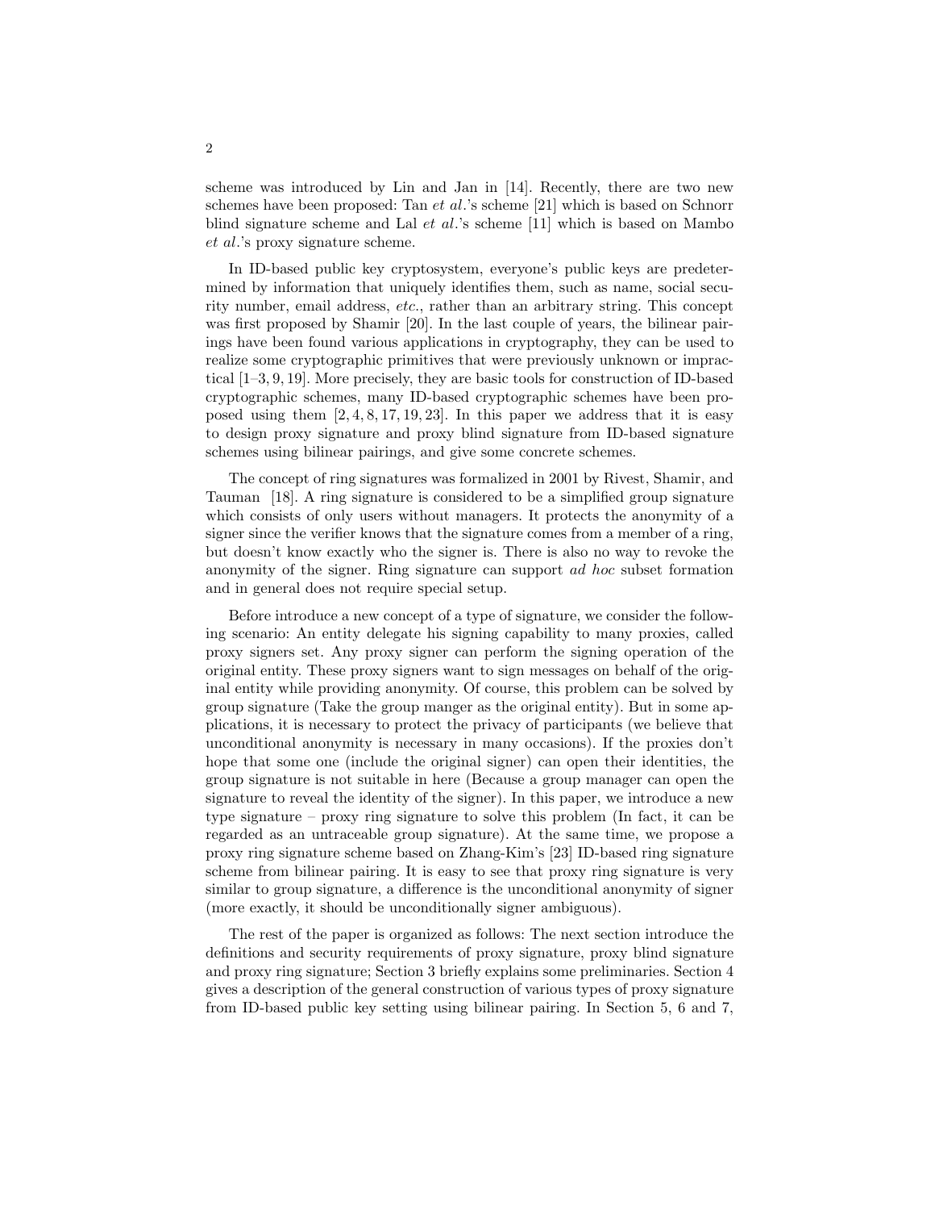scheme was introduced by Lin and Jan in [14]. Recently, there are two new schemes have been proposed: Tan *et al.*'s scheme [21] which is based on Schnorr blind signature scheme and Lal *et al.*'s scheme [11] which is based on Mambo *et al.*'s proxy signature scheme.

In ID-based public key cryptosystem, everyone's public keys are predetermined by information that uniquely identifies them, such as name, social security number, email address, *etc.*, rather than an arbitrary string. This concept was first proposed by Shamir [20]. In the last couple of years, the bilinear pairings have been found various applications in cryptography, they can be used to realize some cryptographic primitives that were previously unknown or impractical [1–3, 9, 19]. More precisely, they are basic tools for construction of ID-based cryptographic schemes, many ID-based cryptographic schemes have been proposed using them [2, 4, 8, 17, 19, 23]. In this paper we address that it is easy to design proxy signature and proxy blind signature from ID-based signature schemes using bilinear pairings, and give some concrete schemes.

The concept of ring signatures was formalized in 2001 by Rivest, Shamir, and Tauman [18]. A ring signature is considered to be a simplified group signature which consists of only users without managers. It protects the anonymity of a signer since the verifier knows that the signature comes from a member of a ring, but doesn't know exactly who the signer is. There is also no way to revoke the anonymity of the signer. Ring signature can support *ad hoc* subset formation and in general does not require special setup.

Before introduce a new concept of a type of signature, we consider the following scenario: An entity delegate his signing capability to many proxies, called proxy signers set. Any proxy signer can perform the signing operation of the original entity. These proxy signers want to sign messages on behalf of the original entity while providing anonymity. Of course, this problem can be solved by group signature (Take the group manger as the original entity). But in some applications, it is necessary to protect the privacy of participants (we believe that unconditional anonymity is necessary in many occasions). If the proxies don't hope that some one (include the original signer) can open their identities, the group signature is not suitable in here (Because a group manager can open the signature to reveal the identity of the signer). In this paper, we introduce a new type signature – proxy ring signature to solve this problem (In fact, it can be regarded as an untraceable group signature). At the same time, we propose a proxy ring signature scheme based on Zhang-Kim's [23] ID-based ring signature scheme from bilinear pairing. It is easy to see that proxy ring signature is very similar to group signature, a difference is the unconditional anonymity of signer (more exactly, it should be unconditionally signer ambiguous).

The rest of the paper is organized as follows: The next section introduce the definitions and security requirements of proxy signature, proxy blind signature and proxy ring signature; Section 3 briefly explains some preliminaries. Section 4 gives a description of the general construction of various types of proxy signature from ID-based public key setting using bilinear pairing. In Section 5, 6 and 7,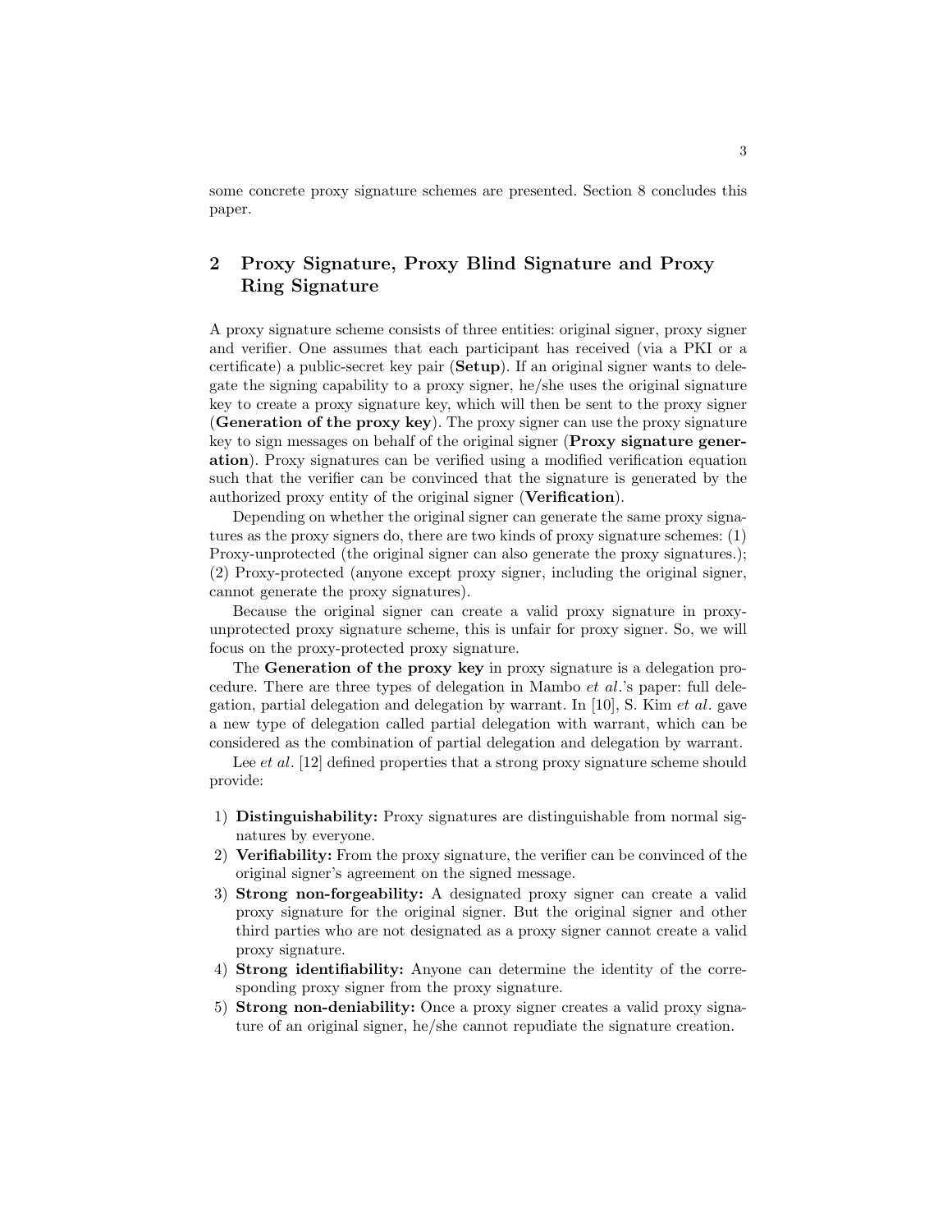some concrete proxy signature schemes are presented. Section 8 concludes this paper.

## 2 Proxy Signature, Proxy Blind Signature and Proxy Ring Signature

A proxy signature scheme consists of three entities: original signer, proxy signer and verifier. One assumes that each participant has received (via a PKI or a certificate) a public-secret key pair (**Setup**). If an original signer wants to delegate the signing capability to a proxy signer, he/she uses the original signature key to create a proxy signature key, which will then be sent to the proxy signer (**Generation of the proxy key**). The proxy signer can use the proxy signature key to sign messages on behalf of the original signer (**Proxy signature generation**). Proxy signatures can be verified using a modified verification equation such that the verifier can be convinced that the signature is generated by the authorized proxy entity of the original signer (**Verification**).

Depending on whether the original signer can generate the same proxy signatures as the proxy signers do, there are two kinds of proxy signature schemes: (1) Proxy-unprotected (the original signer can also generate the proxy signatures.); (2) Proxy-protected (anyone except proxy signer, including the original signer, cannot generate the proxy signatures).

Because the original signer can create a valid proxy signature in proxy-unprotected proxy signature scheme, this is unfair for proxy signer. So, we will focus on the proxy-protected proxy signature.

The **Generation of the proxy key** in proxy signature is a delegation procedure. There are three types of delegation in Mambo *et al*.'s paper: full delegation, partial delegation and delegation by warrant. In [10], S. Kim *et al*. gave a new type of delegation called partial delegation with warrant, which can be considered as the combination of partial delegation and delegation by warrant.

Lee *et al*. [12] defined properties that a strong proxy signature scheme should provide:

1) **Distinguishability:** Proxy signatures are distinguishable from normal signatures by everyone.
2) **Verifiability:** From the proxy signature, the verifier can be convinced of the original signer's agreement on the signed message.
3) **Strong non-forgeability:** A designated proxy signer can create a valid proxy signature for the original signer. But the original signer and other third parties who are not designated as a proxy signer cannot create a valid proxy signature.
4) **Strong identifiability:** Anyone can determine the identity of the corresponding proxy signer from the proxy signature.
5) **Strong non-deniability:** Once a proxy signer creates a valid proxy signature of an original signer, he/she cannot repudiate the signature creation.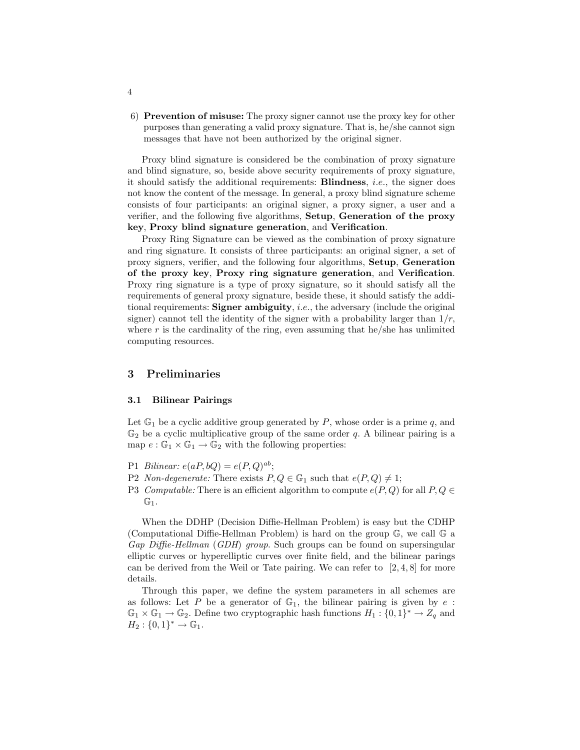6) **Prevention of misuse:** The proxy signer cannot use the proxy key for other purposes than generating a valid proxy signature. That is, he/she cannot sign messages that have not been authorized by the original signer.

Proxy blind signature is considered be the combination of proxy signature and blind signature, so, beside above security requirements of proxy signature, it should satisfy the additional requirements: **Blindness**, *i.e.*, the signer does not know the content of the message. In general, a proxy blind signature scheme consists of four participants: an original signer, a proxy signer, a user and a verifier, and the following five algorithms, **Setup**, **Generation of the proxy key**, **Proxy blind signature generation**, and **Verification**.

Proxy Ring Signature can be viewed as the combination of proxy signature and ring signature. It consists of three participants: an original signer, a set of proxy signers, verifier, and the following four algorithms, **Setup**, **Generation of the proxy key**, **Proxy ring signature generation**, and **Verification**. Proxy ring signature is a type of proxy signature, so it should satisfy all the requirements of general proxy signature, beside these, it should satisfy the additional requirements: **Signer ambiguity**, *i.e.*, the adversary (include the original signer) cannot tell the identity of the signer with a probability larger than $1/r$, where $r$ is the cardinality of the ring, even assuming that he/she has unlimited computing resources.

## 3 Preliminaries

### 3.1 Bilinear Pairings

Let $\mathbb{G}_1$ be a cyclic additive group generated by $P$, whose order is a prime $q$, and $\mathbb{G}_2$ be a cyclic multiplicative group of the same order $q$. A bilinear pairing is a map $e : \mathbb{G}_1 \times \mathbb{G}_1 \rightarrow \mathbb{G}_2$ with the following properties:

- P1 *Bilinear:* $e(aP, bQ) = e(P, Q)^{ab}$;
- P2 *Non-degenerate:* There exists $P, Q \in \mathbb{G}_1$ such that $e(P, Q) \neq 1$;
- P3 *Computable:* There is an efficient algorithm to compute $e(P, Q)$ for all $P, Q \in \mathbb{G}_1$.

When the DDHP (Decision Diffie-Hellman Problem) is easy but the CDHP (Computational Diffie-Hellman Problem) is hard on the group $\mathbb{G}$, we call $\mathbb{G}$ a *Gap Diffie-Hellman* (*GDH*) *group*. Such groups can be found on supersingular elliptic curves or hyperelliptic curves over finite field, and the bilinear parings can be derived from the Weil or Tate pairing. We can refer to [2, 4, 8] for more details.

Through this paper, we define the system parameters in all schemes are as follows: Let $P$ be a generator of $\mathbb{G}_1$, the bilinear pairing is given by $e : \mathbb{G}_1 \times \mathbb{G}_1 \rightarrow \mathbb{G}_2$. Define two cryptographic hash functions $H_1 : \{0, 1\}^* \rightarrow Z_q$ and $H_2 : \{0, 1\}^* \rightarrow \mathbb{G}_1$.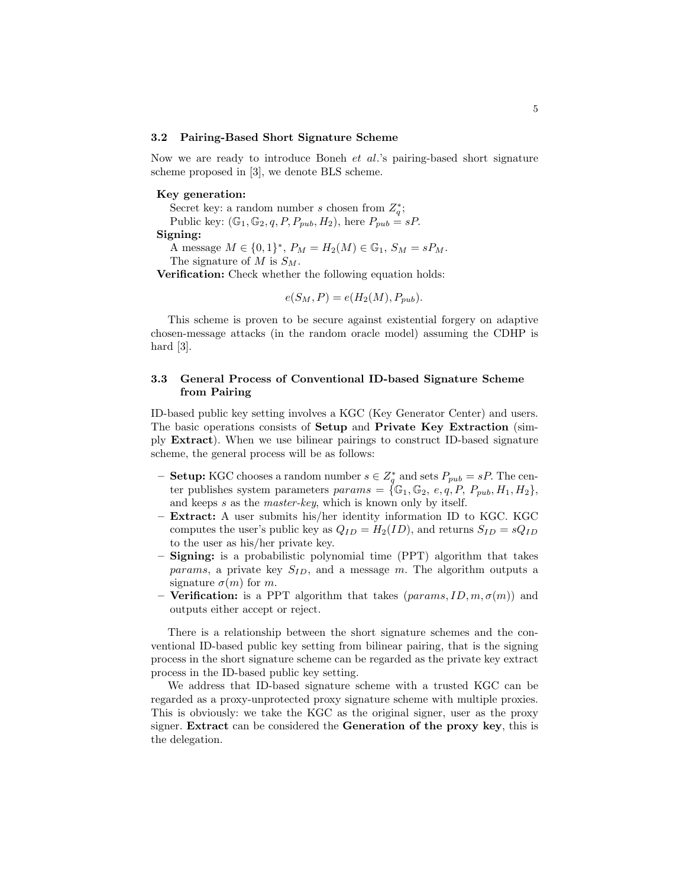### 3.2 Pairing-Based Short Signature Scheme

Now we are ready to introduce Boneh *et al.*'s pairing-based short signature scheme proposed in [3], we denote BLS scheme.

**Key generation:**
Secret key: a random number $s$ chosen from $Z_q^*$;
Public key: $(\mathbb{G}_1, \mathbb{G}_2, q, P, P_{pub}, H_2)$, here $P_{pub} = sP$.

**Signing:**
A message $M \in \{0,1\}^*$, $P_M = H_2(M) \in \mathbb{G}_1$, $S_M = sP_M$.
The signature of $M$ is $S_M$.

**Verification:** Check whether the following equation holds:

$$e(S_M, P) = e(H_2(M), P_{pub}).$$

This scheme is proven to be secure against existential forgery on adaptive chosen-message attacks (in the random oracle model) assuming the CDHP is hard [3].

### 3.3 General Process of Conventional ID-based Signature Scheme from Pairing

ID-based public key setting involves a KGC (Key Generator Center) and users. The basic operations consists of **Setup** and **Private Key Extraction** (simply **Extract**). When we use bilinear pairings to construct ID-based signature scheme, the general process will be as follows:

- **Setup:** KGC chooses a random number $s \in Z_q^*$ and sets $P_{pub} = sP$. The center publishes system parameters $params = \{\mathbb{G}_1, \mathbb{G}_2, e, q, P, P_{pub}, H_1, H_2\}$, and keeps $s$ as the *master-key*, which is known only by itself.
- **Extract:** A user submits his/her identity information ID to KGC. KGC computes the user's public key as $Q_{ID} = H_2(ID)$, and returns $S_{ID} = sQ_{ID}$ to the user as his/her private key.
- **Signing:** is a probabilistic polynomial time (PPT) algorithm that takes *params*, a private key $S_{ID}$, and a message $m$. The algorithm outputs a signature $\sigma(m)$ for $m$.
- **Verification:** is a PPT algorithm that takes $(params, ID, m, \sigma(m))$ and outputs either accept or reject.

There is a relationship between the short signature schemes and the conventional ID-based public key setting from bilinear pairing, that is the signing process in the short signature scheme can be regarded as the private key extract process in the ID-based public key setting.

We address that ID-based signature scheme with a trusted KGC can be regarded as a proxy-unprotected proxy signature scheme with multiple proxies. This is obviously: we take the KGC as the original signer, user as the proxy signer. **Extract** can be considered the **Generation of the proxy key**, this is the delegation.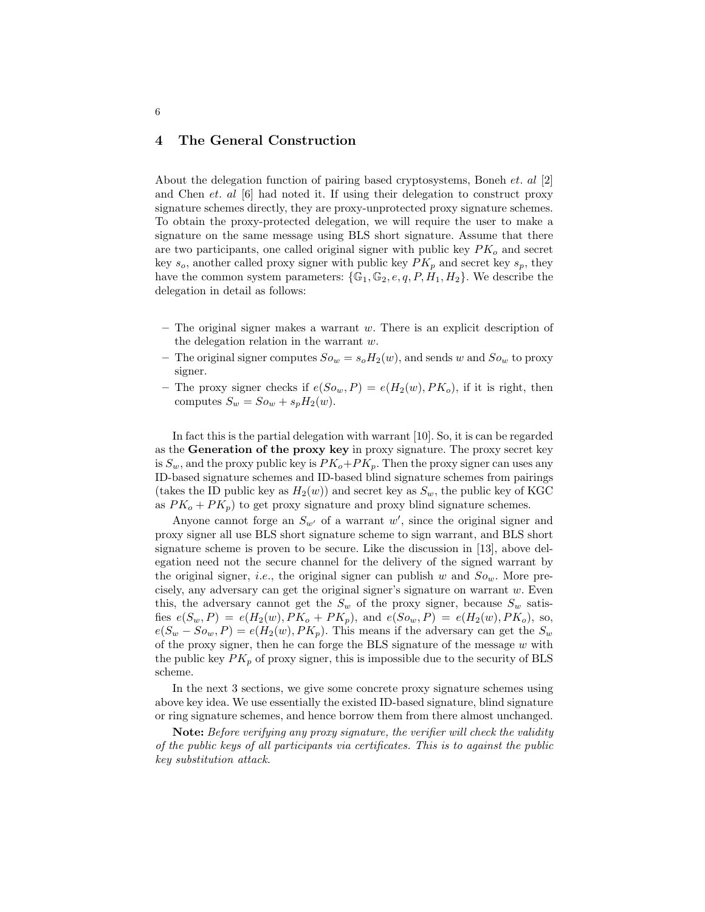## 4 The General Construction

About the delegation function of pairing based cryptosystems, Boneh *et. al* [2] and Chen *et. al* [6] had noted it. If using their delegation to construct proxy signature schemes directly, they are proxy-unprotected proxy signature schemes. To obtain the proxy-protected delegation, we will require the user to make a signature on the same message using BLS short signature. Assume that there are two participants, one called original signer with public key $PK_o$ and secret key $s_o$, another called proxy signer with public key $PK_p$ and secret key $s_p$, they have the common system parameters: $\{\mathbb{G}_1, \mathbb{G}_2, e, q, P, H_1, H_2\}$. We describe the delegation in detail as follows:

- The original signer makes a warrant $w$. There is an explicit description of the delegation relation in the warrant $w$.
- The original signer computes $So_w = s_o H_2(w)$, and sends $w$ and $So_w$ to proxy signer.
- The proxy signer checks if $e(So_w, P) = e(H_2(w), PK_o)$, if it is right, then computes $S_w = So_w + s_p H_2(w)$.

In fact this is the partial delegation with warrant [10]. So, it is can be regarded as the **Generation of the proxy key** in proxy signature. The proxy secret key is $S_w$, and the proxy public key is $PK_o + PK_p$. Then the proxy signer can uses any ID-based signature schemes and ID-based blind signature schemes from pairings (takes the ID public key as $H_2(w)$) and secret key as $S_w$, the public key of KGC as $PK_o + PK_p$) to get proxy signature and proxy blind signature schemes.

Anyone cannot forge an $S_{w'}$ of a warrant $w'$, since the original signer and proxy signer all use BLS short signature scheme to sign warrant, and BLS short signature scheme is proven to be secure. Like the discussion in [13], above delegation need not the secure channel for the delivery of the signed warrant by the original signer, *i.e.*, the original signer can publish $w$ and $So_w$. More precisely, any adversary can get the original signer's signature on warrant $w$. Even this, the adversary cannot get the $S_w$ of the proxy signer, because $S_w$ satisfies $e(S_w, P) = e(H_2(w), PK_o + PK_p)$, and $e(So_w, P) = e(H_2(w), PK_o)$, so, $e(S_w - So_w, P) = e(H_2(w), PK_p)$. This means if the adversary can get the $S_w$ of the proxy signer, then he can forge the BLS signature of the message $w$ with the public key $PK_p$ of proxy signer, this is impossible due to the security of BLS scheme.

In the next 3 sections, we give some concrete proxy signature schemes using above key idea. We use essentially the existed ID-based signature, blind signature or ring signature schemes, and hence borrow them from there almost unchanged.

**Note:** *Before verifying any proxy signature, the verifier will check the validity of the public keys of all participants via certificates. This is to against the public key substitution attack.*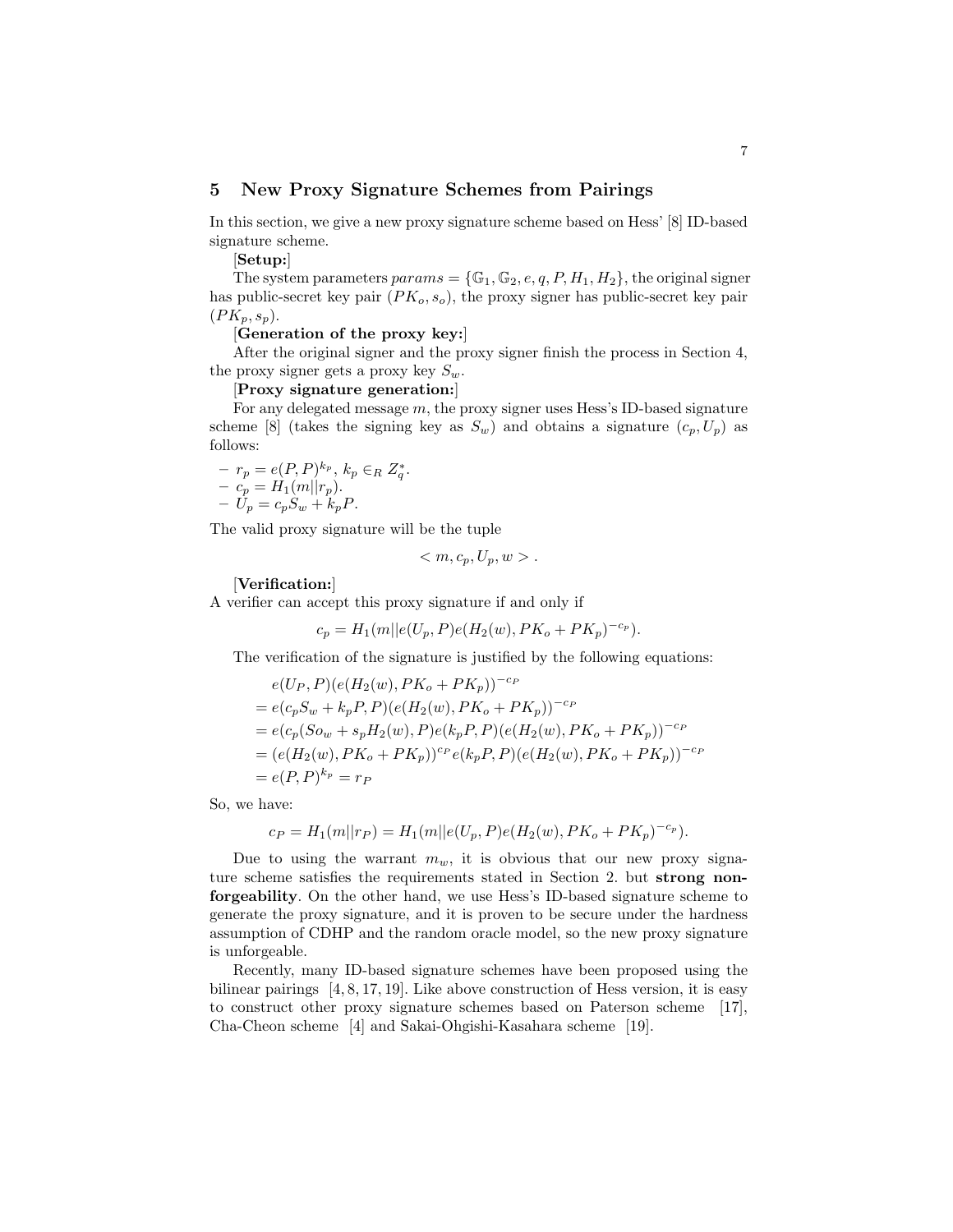## 5 New Proxy Signature Schemes from Pairings

In this section, we give a new proxy signature scheme based on Hess' [8] ID-based signature scheme.

[**Setup:**]

The system parameters $params = \{\mathbb{G}_1, \mathbb{G}_2, e, q, P, H_1, H_2\}$, the original signer has public-secret key pair $(PK_o, s_o)$, the proxy signer has public-secret key pair $(PK_p, s_p)$.

[**Generation of the proxy key:**]

After the original signer and the proxy signer finish the process in Section 4, the proxy signer gets a proxy key $S_w$.

[**Proxy signature generation:**]

For any delegated message $m$, the proxy signer uses Hess's ID-based signature scheme [8] (takes the signing key as $S_w$) and obtains a signature $(c_p, U_p)$ as follows:

- $r_p = e(P,P)^{k_p}$, $k_p \in_R Z_q^*$.
- $c_p = H_1(m||r_p)$.
- $U_p = c_p S_w + k_p P$.

The valid proxy signature will be the tuple

$$< m, c_p, U_p, w > .$$

[**Verification:**]

A verifier can accept this proxy signature if and only if

$$c_p = H_1(m||e(U_p, P)e(H_2(w), PK_o + PK_p)^{-c_p}).$$

The verification of the signature is justified by the following equations:

$$\begin{aligned}
& e(U_P, P)(e(H_2(w), PK_o + PK_p))^{-c_P} \\
&= e(c_p S_w + k_p P, P)(e(H_2(w), PK_o + PK_p))^{-c_P} \\
&= e(c_p(So_w + s_p H_2(w), P)e(k_p P, P)(e(H_2(w), PK_o + PK_p))^{-c_P} \\
&= (e(H_2(w), PK_o + PK_p))^{c_P} e(k_p P, P)(e(H_2(w), PK_o + PK_p))^{-c_P} \\
&= e(P,P)^{k_p} = r_P
\end{aligned}$$

So, we have:

$$c_P = H_1(m||r_P) = H_1(m||e(U_p, P)e(H_2(w), PK_o + PK_p)^{-c_p}).$$

Due to using the warrant $m_w$, it is obvious that our new proxy signature scheme satisfies the requirements stated in Section 2. but **strong non-forgeability**. On the other hand, we use Hess's ID-based signature scheme to generate the proxy signature, and it is proven to be secure under the hardness assumption of CDHP and the random oracle model, so the new proxy signature is unforgeable.

Recently, many ID-based signature schemes have been proposed using the bilinear pairings [4, 8, 17, 19]. Like above construction of Hess version, it is easy to construct other proxy signature schemes based on Paterson scheme [17], Cha-Cheon scheme [4] and Sakai-Ohgishi-Kasahara scheme [19].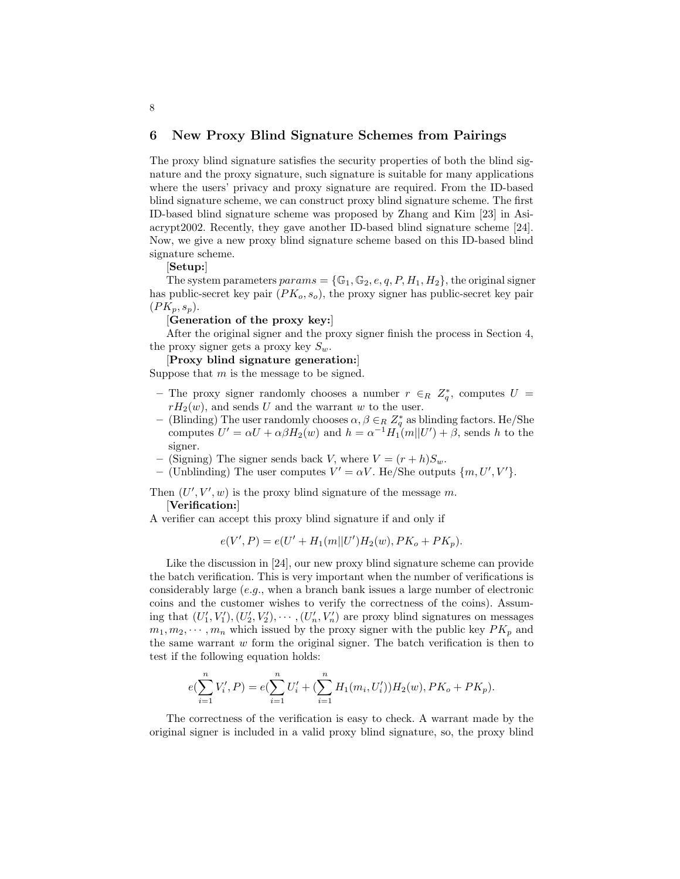## 6 New Proxy Blind Signature Schemes from Pairings

The proxy blind signature satisfies the security properties of both the blind signature and the proxy signature, such signature is suitable for many applications where the users' privacy and proxy signature are required. From the ID-based blind signature scheme, we can construct proxy blind signature scheme. The first ID-based blind signature scheme was proposed by Zhang and Kim [23] in Asiacrypt2002. Recently, they gave another ID-based blind signature scheme [24]. Now, we give a new proxy blind signature scheme based on this ID-based blind signature scheme.

[**Setup:**]

The system parameters $params = \{\mathbb{G}_1, \mathbb{G}_2, e, q, P, H_1, H_2\}$, the original signer has public-secret key pair $(PK_o, s_o)$, the proxy signer has public-secret key pair $(PK_p, s_p)$.

[**Generation of the proxy key:**]

After the original signer and the proxy signer finish the process in Section 4, the proxy signer gets a proxy key $S_w$.

[**Proxy blind signature generation:**]

Suppose that $m$ is the message to be signed.

- The proxy signer randomly chooses a number $r \in_R Z_q^*$, computes $U = rH_2(w)$, and sends $U$ and the warrant $w$ to the user.
- (Blinding) The user randomly chooses $\alpha, \beta \in_R Z_q^*$ as blinding factors. He/She computes $U' = \alpha U + \alpha\beta H_2(w)$ and $h = \alpha^{-1} H_1(m||U') + \beta$, sends $h$ to the signer.
- (Signing) The signer sends back $V$, where $V = (r + h)S_w$.
- (Unblinding) The user computes $V' = \alpha V$. He/She outputs $\{m, U', V'\}$.

Then $(U', V', w)$ is the proxy blind signature of the message $m$.

[**Verification:**]

A verifier can accept this proxy blind signature if and only if

$$e(V', P) = e(U' + H_1(m||U')H_2(w), PK_o + PK_p).$$

Like the discussion in [24], our new proxy blind signature scheme can provide the batch verification. This is very important when the number of verifications is considerably large (*e.g.*, when a branch bank issues a large number of electronic coins and the customer wishes to verify the correctness of the coins). Assuming that $(U_1', V_1'), (U_2', V_2'), \cdots, (U_n', V_n')$ are proxy blind signatures on messages $m_1, m_2, \cdots, m_n$ which issued by the proxy signer with the public key $PK_p$ and the same warrant $w$ form the original signer. The batch verification is then to test if the following equation holds:

$$e(\sum_{i=1}^{n} V_i', P) = e(\sum_{i=1}^{n} U_i' + (\sum_{i=1}^{n} H_1(m_i, U_i'))H_2(w), PK_o + PK_p).$$

The correctness of the verification is easy to check. A warrant made by the original signer is included in a valid proxy blind signature, so, the proxy blind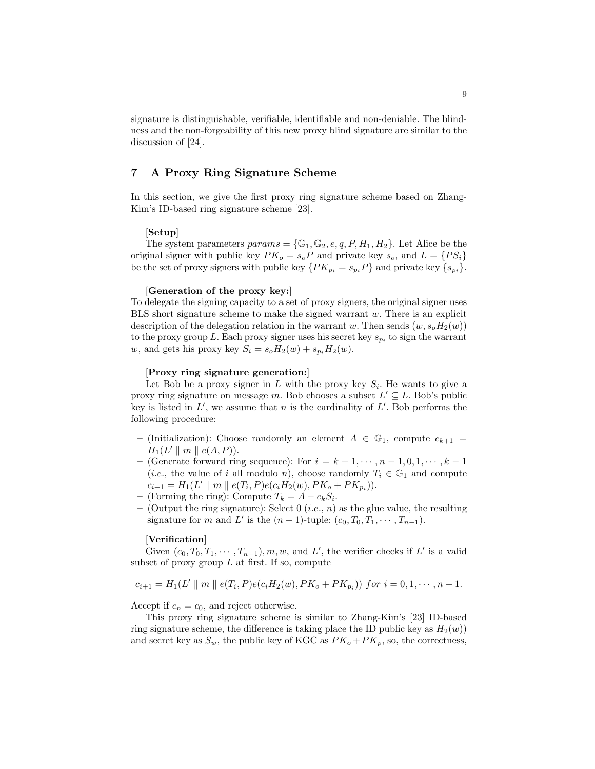signature is distinguishable, verifiable, identifiable and non-deniable. The blindness and the non-forgeability of this new proxy blind signature are similar to the discussion of [24].

## 7 A Proxy Ring Signature Scheme

In this section, we give the first proxy ring signature scheme based on Zhang-Kim's ID-based ring signature scheme [23].

[**Setup**]

The system parameters $params = \{\mathbb{G}_1, \mathbb{G}_2, e, q, P, H_1, H_2\}$. Let Alice be the original signer with public key $PK_o = s_o P$ and private key $s_o$, and $L = \{PS_i\}$ be the set of proxy signers with public key $\{PK_{p_i} = s_{p_i} P\}$ and private key $\{s_{p_i}\}$.

[**Generation of the proxy key:**]

To delegate the signing capacity to a set of proxy signers, the original signer uses BLS short signature scheme to make the signed warrant $w$. There is an explicit description of the delegation relation in the warrant $w$. Then sends $(w, s_o H_2(w))$ to the proxy group $L$. Each proxy signer uses his secret key $s_{p_i}$ to sign the warrant $w$, and gets his proxy key $S_i = s_o H_2(w) + s_{p_i} H_2(w)$.

[**Proxy ring signature generation:**]

Let Bob be a proxy signer in $L$ with the proxy key $S_i$. He wants to give a proxy ring signature on message $m$. Bob chooses a subset $L' \subseteq L$. Bob's public key is listed in $L'$, we assume that $n$ is the cardinality of $L'$. Bob performs the following procedure:

- (Initialization): Choose randomly an element $A \in \mathbb{G}_1$, compute $c_{k+1} = H_1(L' \parallel m \parallel e(A, P))$.
- (Generate forward ring sequence): For $i = k+1, \cdots, n-1, 0, 1, \cdots, k-1$ (*i.e.*, the value of $i$ all modulo $n$), choose randomly $T_i \in \mathbb{G}_1$ and compute $c_{i+1} = H_1(L' \parallel m \parallel e(T_i, P) e(c_i H_2(w), PK_o + PK_{p_i}))$.
- (Forming the ring): Compute $T_k = A - c_k S_i$.
- (Output the ring signature): Select 0 (*i.e.*, $n$) as the glue value, the resulting signature for $m$ and $L'$ is the $(n+1)$-tuple: $(c_0, T_0, T_1, \cdots, T_{n-1})$.

[**Verification**]

Given $(c_0, T_0, T_1, \cdots, T_{n-1}), m, w$, and $L'$, the verifier checks if $L'$ is a valid subset of proxy group $L$ at first. If so, compute

$$c_{i+1} = H_1(L' \parallel m \parallel e(T_i, P) e(c_i H_2(w), PK_o + PK_{p_i})) \; for \; i = 0, 1, \cdots, n-1.$$

Accept if $c_n = c_0$, and reject otherwise.

This proxy ring signature scheme is similar to Zhang-Kim's [23] ID-based ring signature scheme, the difference is taking place the ID public key as $H_2(w)$) and secret key as $S_w$, the public key of KGC as $PK_o + PK_p$, so, the correctness,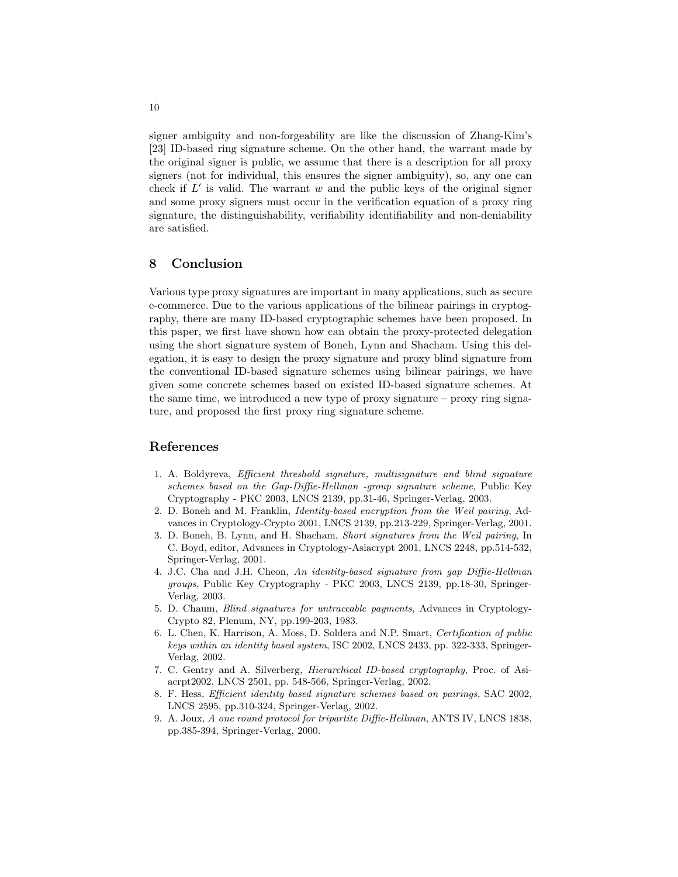signer ambiguity and non-forgeability are like the discussion of Zhang-Kim's [23] ID-based ring signature scheme. On the other hand, the warrant made by the original signer is public, we assume that there is a description for all proxy signers (not for individual, this ensures the signer ambiguity), so, any one can check if $L'$ is valid. The warrant $w$ and the public keys of the original signer and some proxy signers must occur in the verification equation of a proxy ring signature, the distinguishability, verifiability identifiability and non-deniability are satisfied.

## 8 Conclusion

Various type proxy signatures are important in many applications, such as secure e-commerce. Due to the various applications of the bilinear pairings in cryptography, there are many ID-based cryptographic schemes have been proposed. In this paper, we first have shown how can obtain the proxy-protected delegation using the short signature system of Boneh, Lynn and Shacham. Using this delegation, it is easy to design the proxy signature and proxy blind signature from the conventional ID-based signature schemes using bilinear pairings, we have given some concrete schemes based on existed ID-based signature schemes. At the same time, we introduced a new type of proxy signature – proxy ring signature, and proposed the first proxy ring signature scheme.

## References

1. A. Boldyreva, *Efficient threshold signature, multisignature and blind signature schemes based on the Gap-Diffie-Hellman -group signature scheme*, Public Key Cryptography - PKC 2003, LNCS 2139, pp.31-46, Springer-Verlag, 2003.
2. D. Boneh and M. Franklin, *Identity-based encryption from the Weil pairing*, Advances in Cryptology-Crypto 2001, LNCS 2139, pp.213-229, Springer-Verlag, 2001.
3. D. Boneh, B. Lynn, and H. Shacham, *Short signatures from the Weil pairing*, In C. Boyd, editor, Advances in Cryptology-Asiacrypt 2001, LNCS 2248, pp.514-532, Springer-Verlag, 2001.
4. J.C. Cha and J.H. Cheon, *An identity-based signature from gap Diffie-Hellman groups*, Public Key Cryptography - PKC 2003, LNCS 2139, pp.18-30, Springer-Verlag, 2003.
5. D. Chaum, *Blind signatures for untraceable payments*, Advances in Cryptology-Crypto 82, Plenum, NY, pp.199-203, 1983.
6. L. Chen, K. Harrison, A. Moss, D. Soldera and N.P. Smart, *Certification of public keys within an identity based system*, ISC 2002, LNCS 2433, pp. 322-333, Springer-Verlag, 2002.
7. C. Gentry and A. Silverberg, *Hierarchical ID-based cryptography*, Proc. of Asiacrpt2002, LNCS 2501, pp. 548-566, Springer-Verlag, 2002.
8. F. Hess, *Efficient identity based signature schemes based on pairings*, SAC 2002, LNCS 2595, pp.310-324, Springer-Verlag, 2002.
9. A. Joux, *A one round protocol for tripartite Diffie-Hellman*, ANTS IV, LNCS 1838, pp.385-394, Springer-Verlag, 2000.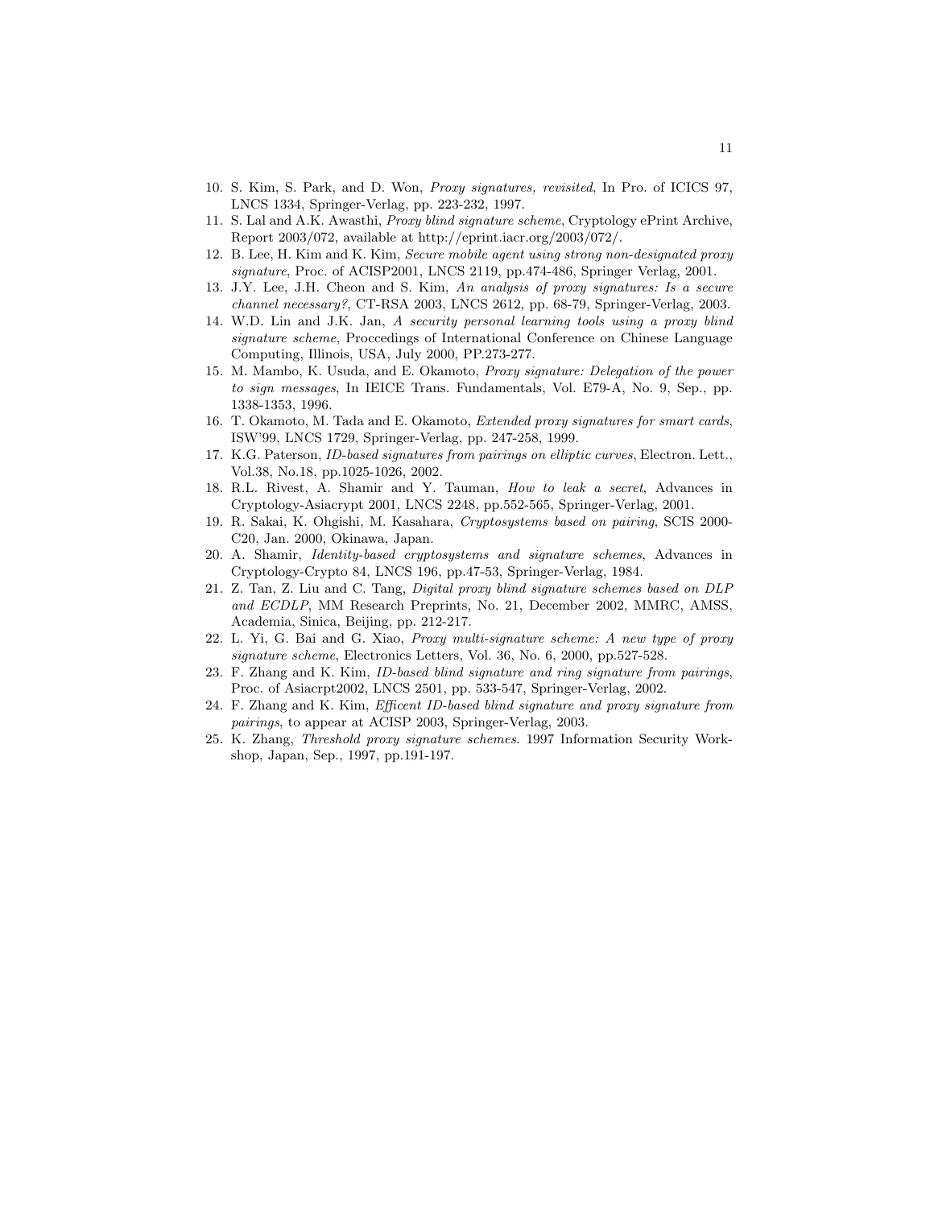10. S. Kim, S. Park, and D. Won, *Proxy signatures, revisited*, In Pro. of ICICS 97, LNCS 1334, Springer-Verlag, pp. 223-232, 1997.
11. S. Lal and A.K. Awasthi, *Proxy blind signature scheme*, Cryptology ePrint Archive, Report 2003/072, available at http://eprint.iacr.org/2003/072/.
12. B. Lee, H. Kim and K. Kim, *Secure mobile agent using strong non-designated proxy signature*, Proc. of ACISP2001, LNCS 2119, pp.474-486, Springer Verlag, 2001.
13. J.Y. Lee, J.H. Cheon and S. Kim, *An analysis of proxy signatures: Is a secure channel necessary?*, CT-RSA 2003, LNCS 2612, pp. 68-79, Springer-Verlag, 2003.
14. W.D. Lin and J.K. Jan, *A security personal learning tools using a proxy blind signature scheme*, Proccedings of International Conference on Chinese Language Computing, Illinois, USA, July 2000, PP.273-277.
15. M. Mambo, K. Usuda, and E. Okamoto, *Proxy signature: Delegation of the power to sign messages*, In IEICE Trans. Fundamentals, Vol. E79-A, No. 9, Sep., pp. 1338-1353, 1996.
16. T. Okamoto, M. Tada and E. Okamoto, *Extended proxy signatures for smart cards*, ISW'99, LNCS 1729, Springer-Verlag, pp. 247-258, 1999.
17. K.G. Paterson, *ID-based signatures from pairings on elliptic curves*, Electron. Lett., Vol.38, No.18, pp.1025-1026, 2002.
18. R.L. Rivest, A. Shamir and Y. Tauman, *How to leak a secret*, Advances in Cryptology-Asiacrypt 2001, LNCS 2248, pp.552-565, Springer-Verlag, 2001.
19. R. Sakai, K. Ohgishi, M. Kasahara, *Cryptosystems based on pairing*, SCIS 2000-C20, Jan. 2000, Okinawa, Japan.
20. A. Shamir, *Identity-based cryptosystems and signature schemes*, Advances in Cryptology-Crypto 84, LNCS 196, pp.47-53, Springer-Verlag, 1984.
21. Z. Tan, Z. Liu and C. Tang, *Digital proxy blind signature schemes based on DLP and ECDLP*, MM Research Preprints, No. 21, December 2002, MMRC, AMSS, Academia, Sinica, Beijing, pp. 212-217.
22. L. Yi, G. Bai and G. Xiao, *Proxy multi-signature scheme: A new type of proxy signature scheme*, Electronics Letters, Vol. 36, No. 6, 2000, pp.527-528.
23. F. Zhang and K. Kim, *ID-based blind signature and ring signature from pairings*, Proc. of Asiacrpt2002, LNCS 2501, pp. 533-547, Springer-Verlag, 2002.
24. F. Zhang and K. Kim, *Efficent ID-based blind signature and proxy signature from pairings*, to appear at ACISP 2003, Springer-Verlag, 2003.
25. K. Zhang, *Threshold proxy signature schemes*. 1997 Information Security Workshop, Japan, Sep., 1997, pp.191-197.